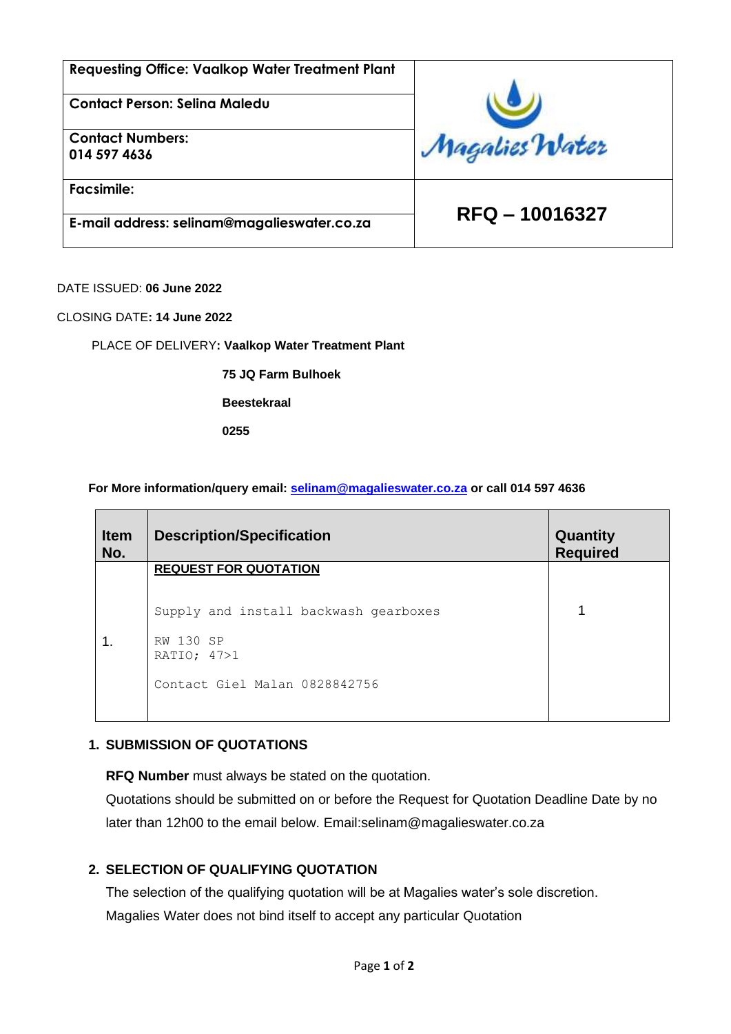| Requesting Office: Vaalkop Water Treatment Plant | Magalies Water |
|---|---|
| Contact Person: Selina Maledu | |
| Contact Numbers: 014 597 4636 | |
| Facsimile: | RFQ – 10016327 |
| E-mail address: selinam@magalieswater.co.za | |

DATE ISSUED: **06 June 2022**

CLOSING DATE**: 14 June 2022**

PLACE OF DELIVERY**: Vaalkop Water Treatment Plant**

**75 JQ Farm Bulhoek**

**Beestekraal**

**0255**

**For More information/query email: selinam@magalieswater.co.za or call 014 597 4636**

| Item No. | Description/Specification | Quantity Required |
|---|---|---|
| 1. | **REQUEST FOR QUOTATION**<br><br>Supply and install backwash gearboxes<br><br>RW 130 SP<br>RATIO; 47>1<br><br>Contact Giel Malan 0828842756 | 1 |

## 1. SUBMISSION OF QUOTATIONS

**RFQ Number** must always be stated on the quotation.

Quotations should be submitted on or before the Request for Quotation Deadline Date by no later than 12h00 to the email below. Email:selinam@magalieswater.co.za

## 2. SELECTION OF QUALIFYING QUOTATION

The selection of the qualifying quotation will be at Magalies water's sole discretion. Magalies Water does not bind itself to accept any particular Quotation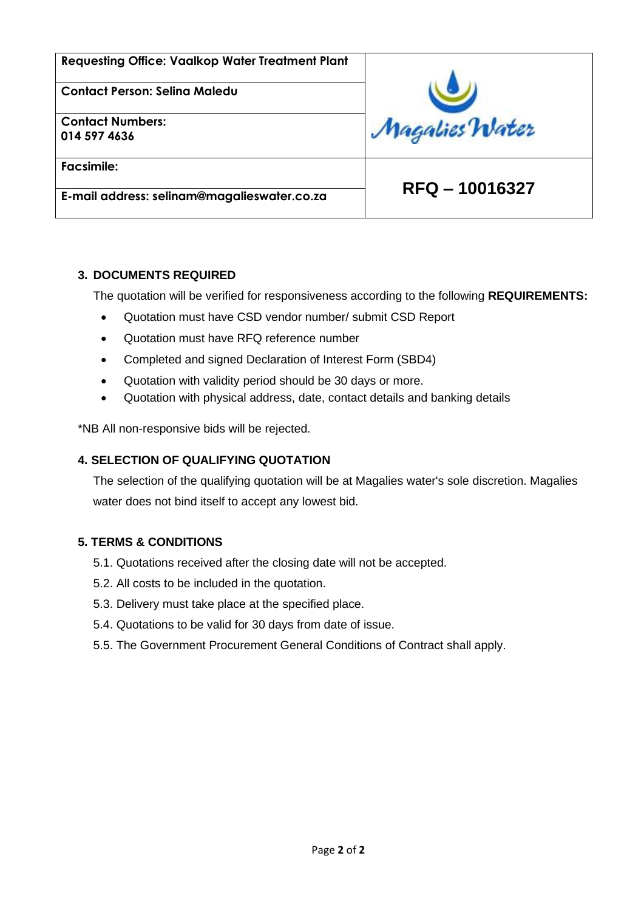| | |
|---|---|
| **Requesting Office: Vaalkop Water Treatment Plant** | Magalies Water |
| **Contact Person: Selina Maledu** | |
| **Contact Numbers:**<br>**014 597 4636** | |
| **Facsimile:** | **RFQ – 10016327** |
| **E-mail address: selinam@magalieswater.co.za** | |

### 3. DOCUMENTS REQUIRED

The quotation will be verified for responsiveness according to the following **REQUIREMENTS:**

- Quotation must have CSD vendor number/ submit CSD Report
- Quotation must have RFQ reference number
- Completed and signed Declaration of Interest Form (SBD4)
- Quotation with validity period should be 30 days or more.
- Quotation with physical address, date, contact details and banking details

*NB All non-responsive bids will be rejected.

### 4. SELECTION OF QUALIFYING QUOTATION

The selection of the qualifying quotation will be at Magalies water's sole discretion. Magalies water does not bind itself to accept any lowest bid.

### 5. TERMS & CONDITIONS

5.1. Quotations received after the closing date will not be accepted.

5.2. All costs to be included in the quotation.

5.3. Delivery must take place at the specified place.

5.4. Quotations to be valid for 30 days from date of issue.

5.5. The Government Procurement General Conditions of Contract shall apply.